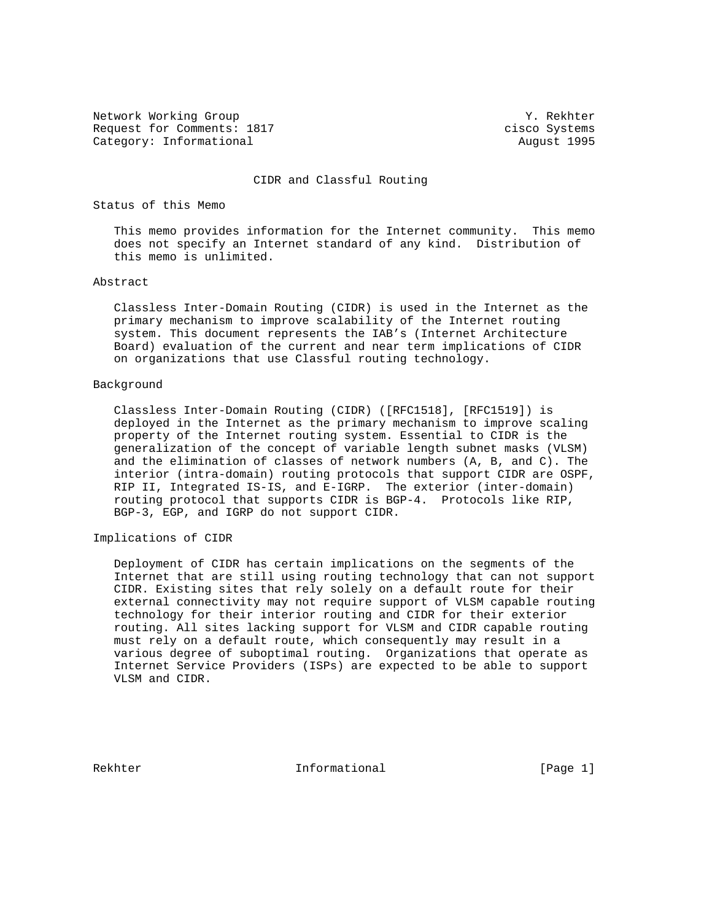Network Working Group Y. Rekhter
Request for Comments: 1817 cisco Systems
Category: Informational August 1995

# CIDR and Classful Routing

## Status of this Memo

This memo provides information for the Internet community. This memo does not specify an Internet standard of any kind. Distribution of this memo is unlimited.

## Abstract

Classless Inter-Domain Routing (CIDR) is used in the Internet as the primary mechanism to improve scalability of the Internet routing system. This document represents the IAB's (Internet Architecture Board) evaluation of the current and near term implications of CIDR on organizations that use Classful routing technology.

## Background

Classless Inter-Domain Routing (CIDR) ([RFC1518], [RFC1519]) is deployed in the Internet as the primary mechanism to improve scaling property of the Internet routing system. Essential to CIDR is the generalization of the concept of variable length subnet masks (VLSM) and the elimination of classes of network numbers (A, B, and C). The interior (intra-domain) routing protocols that support CIDR are OSPF, RIP II, Integrated IS-IS, and E-IGRP. The exterior (inter-domain) routing protocol that supports CIDR is BGP-4. Protocols like RIP, BGP-3, EGP, and IGRP do not support CIDR.

## Implications of CIDR

Deployment of CIDR has certain implications on the segments of the Internet that are still using routing technology that can not support CIDR. Existing sites that rely solely on a default route for their external connectivity may not require support of VLSM capable routing technology for their interior routing and CIDR for their exterior routing. All sites lacking support for VLSM and CIDR capable routing must rely on a default route, which consequently may result in a various degree of suboptimal routing. Organizations that operate as Internet Service Providers (ISPs) are expected to be able to support VLSM and CIDR.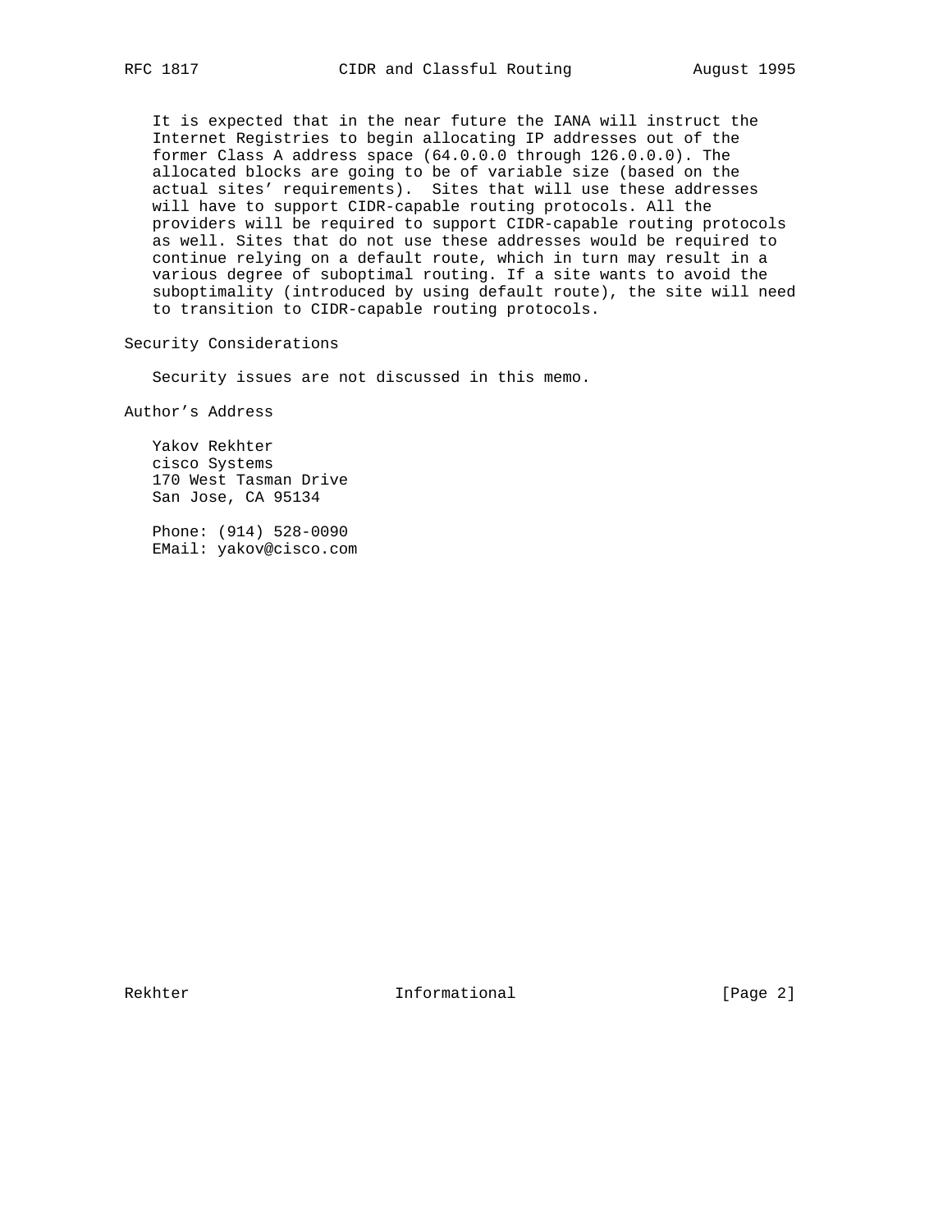It is expected that in the near future the IANA will instruct the Internet Registries to begin allocating IP addresses out of the former Class A address space (64.0.0.0 through 126.0.0.0). The allocated blocks are going to be of variable size (based on the actual sites' requirements). Sites that will use these addresses will have to support CIDR-capable routing protocols. All the providers will be required to support CIDR-capable routing protocols as well. Sites that do not use these addresses would be required to continue relying on a default route, which in turn may result in a various degree of suboptimal routing. If a site wants to avoid the suboptimality (introduced by using default route), the site will need to transition to CIDR-capable routing protocols.

## Security Considerations

Security issues are not discussed in this memo.

## Author's Address

Yakov Rekhter
cisco Systems
170 West Tasman Drive
San Jose, CA 95134

Phone: (914) 528-0090
EMail: yakov@cisco.com